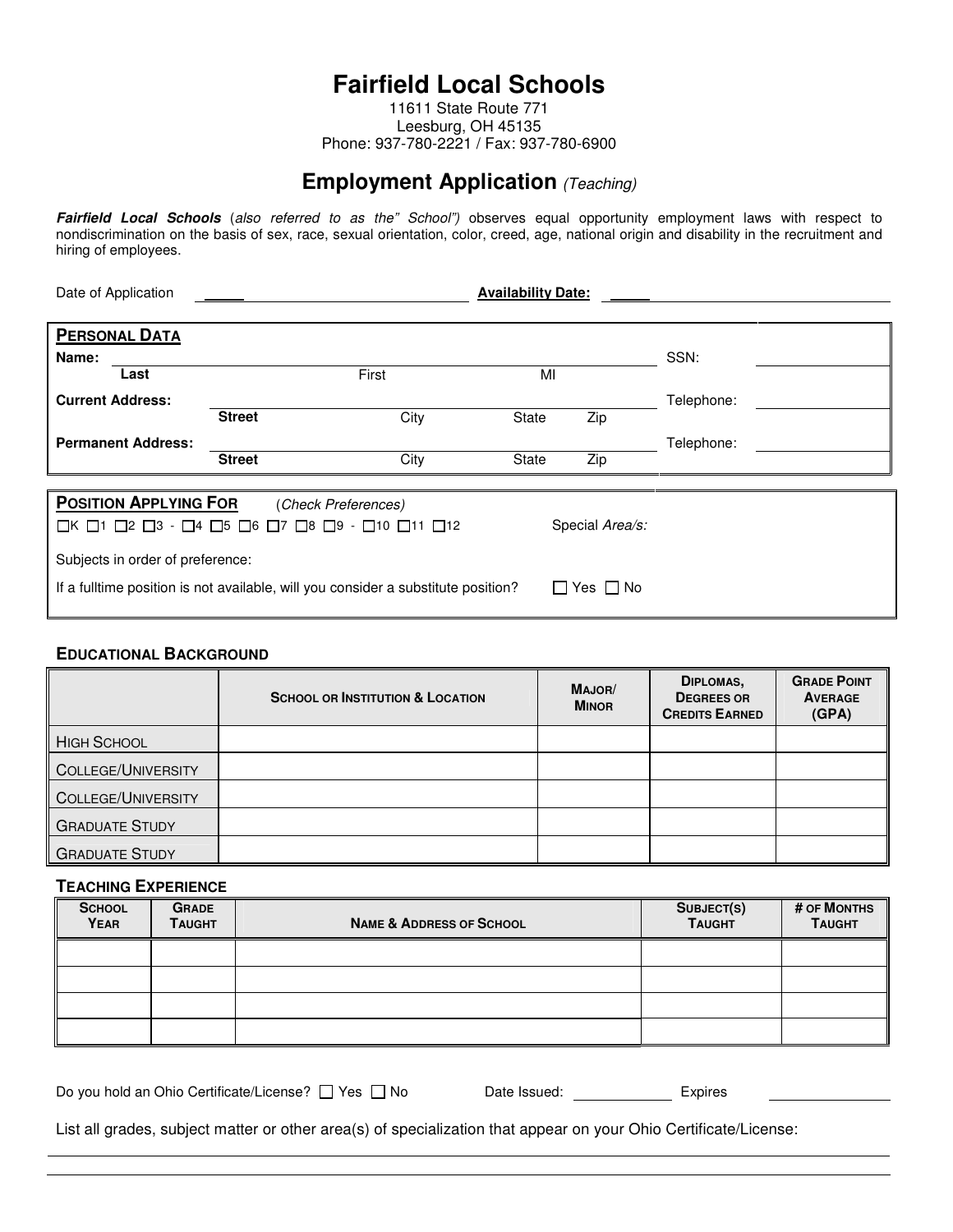# Fairfield Local Schools

11611 State Route 771
Leesburg, OH 45135
Phone: 937-780-2221 / Fax: 937-780-6900

## Employment Application *(Teaching)*

***Fairfield Local Schools*** (*also referred to as the" School")* observes equal opportunity employment laws with respect to nondiscrimination on the basis of sex, race, sexual orientation, color, creed, age, national origin and disability in the recruitment and hiring of employees.

Date of Application ______________________ **Availability Date:** ______________________

### PERSONAL DATA

**Name:** ______________________ SSN: ____________
**Last** First MI

**Current Address:** ______________________ Telephone: ____________
**Street** City State Zip

**Permanent Address:** ______________________ Telephone: ____________
**Street** City State Zip

### POSITION APPLYING FOR (*Check Preferences*)

☐K ☐1 ☐2 ☐3 - ☐4 ☐5 ☐6 ☐7 ☐8 ☐9 - ☐10 ☐11 ☐12 Special *Area/s:*

Subjects in order of preference:

If a fulltime position is not available, will you consider a substitute position? ☐ Yes ☐ No

### EDUCATIONAL BACKGROUND

| | SCHOOL OR INSTITUTION & LOCATION | MAJOR/ MINOR | DIPLOMAS, DEGREES OR CREDITS EARNED | GRADE POINT AVERAGE (GPA) |
|---|---|---|---|---|
| HIGH SCHOOL | | | | |
| COLLEGE/UNIVERSITY | | | | |
| COLLEGE/UNIVERSITY | | | | |
| GRADUATE STUDY | | | | |
| GRADUATE STUDY | | | | |

### TEACHING EXPERIENCE

| SCHOOL YEAR | GRADE TAUGHT | NAME & ADDRESS OF SCHOOL | SUBJECT(S) TAUGHT | # OF MONTHS TAUGHT |
|---|---|---|---|---|
| | | | | |
| | | | | |
| | | | | |
| | | | | |

Do you hold an Ohio Certificate/License? ☐ Yes ☐ No Date Issued: ____________ Expires ____________

List all grades, subject matter or other area(s) of specialization that appear on your Ohio Certificate/License:

______________________________________________________________________

______________________________________________________________________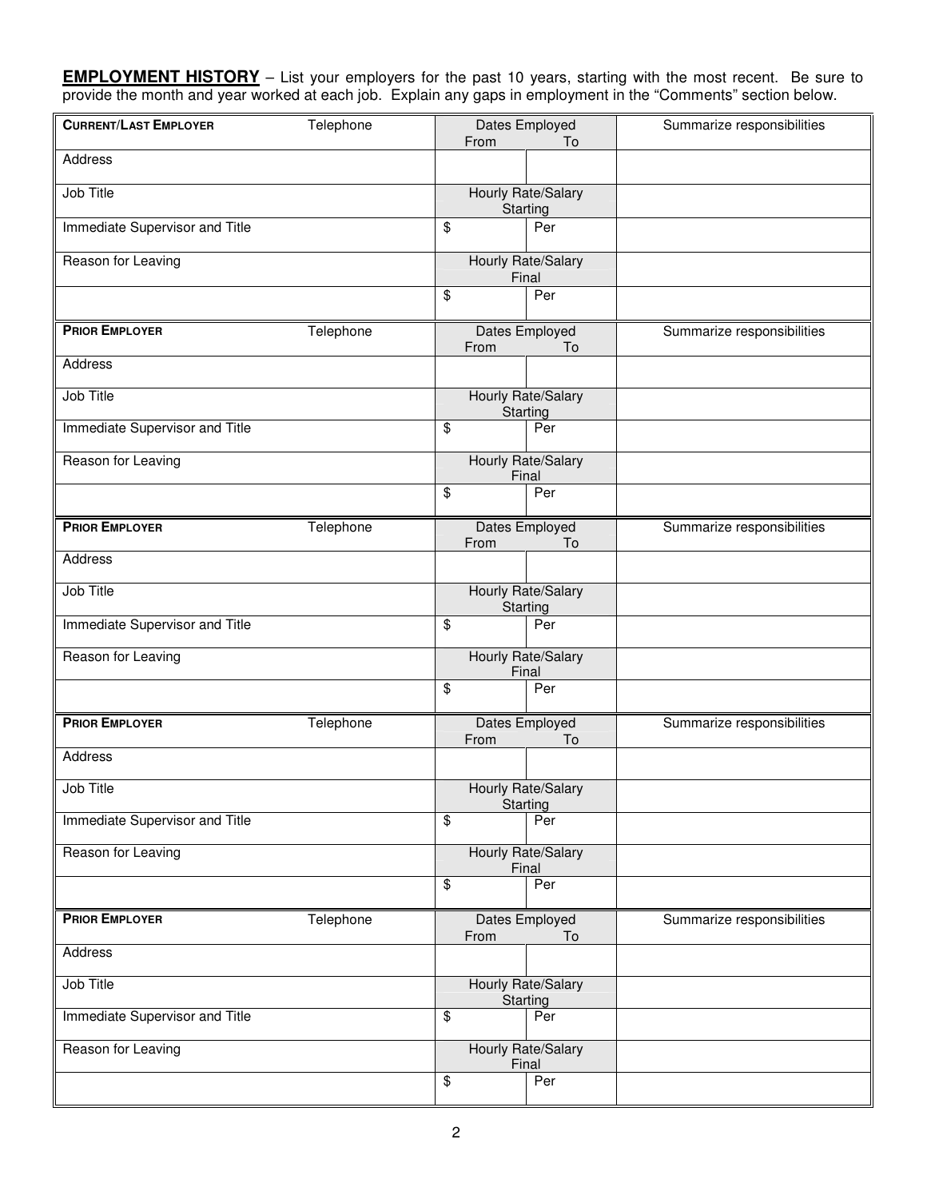**EMPLOYMENT HISTORY** – List your employers for the past 10 years, starting with the most recent. Be sure to provide the month and year worked at each job. Explain any gaps in employment in the "Comments" section below.

| **CURRENT/LAST EMPLOYER** Telephone | Dates Employed From | To | Summarize responsibilities |
|---|---|---|---|
| Address | | | |
| Job Title | Hourly Rate/Salary Starting | | |
| Immediate Supervisor and Title | $ | Per | |
| Reason for Leaving | Hourly Rate/Salary Final | | |
| | $ | Per | |

| **PRIOR EMPLOYER** Telephone | Dates Employed From | To | Summarize responsibilities |
|---|---|---|---|
| Address | | | |
| Job Title | Hourly Rate/Salary Starting | | |
| Immediate Supervisor and Title | $ | Per | |
| Reason for Leaving | Hourly Rate/Salary Final | | |
| | $ | Per | |

| **PRIOR EMPLOYER** Telephone | Dates Employed From | To | Summarize responsibilities |
|---|---|---|---|
| Address | | | |
| Job Title | Hourly Rate/Salary Starting | | |
| Immediate Supervisor and Title | $ | Per | |
| Reason for Leaving | Hourly Rate/Salary Final | | |
| | $ | Per | |

| **PRIOR EMPLOYER** Telephone | Dates Employed From | To | Summarize responsibilities |
|---|---|---|---|
| Address | | | |
| Job Title | Hourly Rate/Salary Starting | | |
| Immediate Supervisor and Title | $ | Per | |
| Reason for Leaving | Hourly Rate/Salary Final | | |
| | $ | Per | |

| **PRIOR EMPLOYER** Telephone | Dates Employed From | To | Summarize responsibilities |
|---|---|---|---|
| Address | | | |
| Job Title | Hourly Rate/Salary Starting | | |
| Immediate Supervisor and Title | $ | Per | |
| Reason for Leaving | Hourly Rate/Salary Final | | |
| | $ | Per | |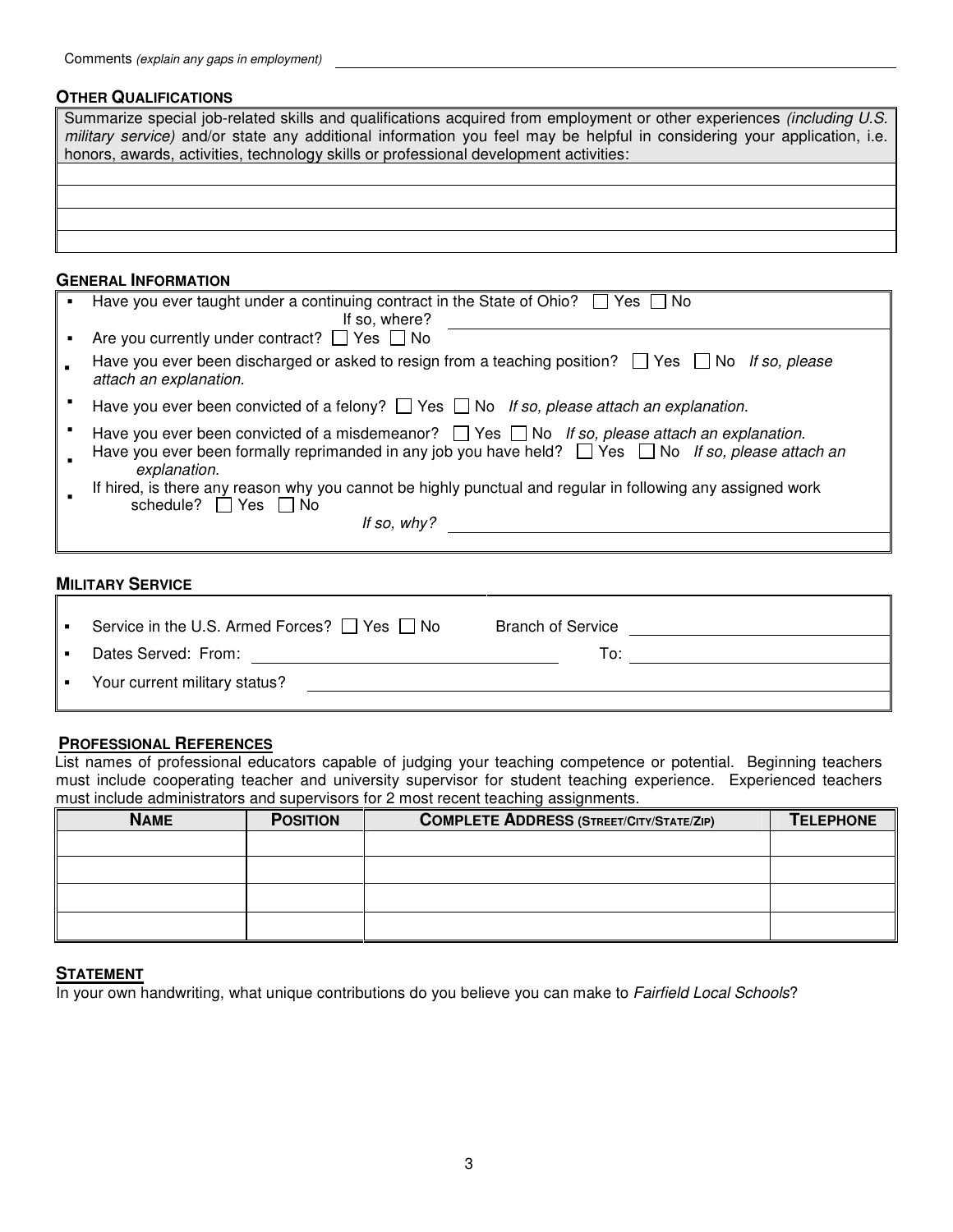Comments *(explain any gaps in employment)* ______________________________

## OTHER QUALIFICATIONS

| Summarize special job-related skills and qualifications acquired from employment or other experiences *(including U.S. military service)* and/or state any additional information you feel may be helpful in considering your application, i.e. honors, awards, activities, technology skills or professional development activities: |
|---|
| |
| |
| |
| |

## GENERAL INFORMATION

- Have you ever taught under a continuing contract in the State of Ohio? ☐ Yes ☐ No
  If so, where? ______________________________
- Are you currently under contract? ☐ Yes ☐ No
- Have you ever been discharged or asked to resign from a teaching position? ☐ Yes ☐ No *If so, please attach an explanation.*
- Have you ever been convicted of a felony? ☐ Yes ☐ No *If so, please attach an explanation.*
- Have you ever been convicted of a misdemeanor? ☐ Yes ☐ No *If so, please attach an explanation.*
- Have you ever been formally reprimanded in any job you have held? ☐ Yes ☐ No *If so, please attach an explanation.*
- If hired, is there any reason why you cannot be highly punctual and regular in following any assigned work schedule? ☐ Yes ☐ No
  *If so, why?* ______________________________

## MILITARY SERVICE

- Service in the U.S. Armed Forces? ☐ Yes ☐ No Branch of Service ______________________________
- Dates Served: From: ______________________________ To: ______________________________
- Your current military status? ______________________________

## PROFESSIONAL REFERENCES

List names of professional educators capable of judging your teaching competence or potential. Beginning teachers must include cooperating teacher and university supervisor for student teaching experience. Experienced teachers must include administrators and supervisors for 2 most recent teaching assignments.

| NAME | POSITION | COMPLETE ADDRESS (STREET/CITY/STATE/ZIP) | TELEPHONE |
|---|---|---|---|
| | | | |
| | | | |
| | | | |
| | | | |

## STATEMENT

In your own handwriting, what unique contributions do you believe you can make to *Fairfield Local Schools*?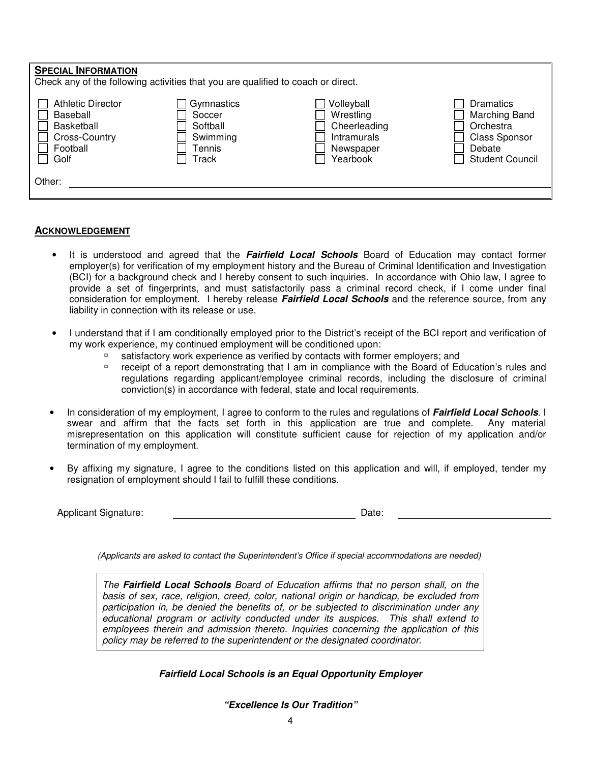## SPECIAL INFORMATION

Check any of the following activities that you are qualified to coach or direct.

| | | | |
|---|---|---|---|
| ☐ Athletic Director | ☐ Gymnastics | ☐ Volleyball | ☐ Dramatics |
| ☐ Baseball | ☐ Soccer | ☐ Wrestling | ☐ Marching Band |
| ☐ Basketball | ☐ Softball | ☐ Cheerleading | ☐ Orchestra |
| ☐ Cross-Country | ☐ Swimming | ☐ Intramurals | ☐ Class Sponsor |
| ☐ Football | ☐ Tennis | ☐ Newspaper | ☐ Debate |
| ☐ Golf | ☐ Track | ☐ Yearbook | ☐ Student Council |

Other: ____________________________________________

## ACKNOWLEDGEMENT

- It is understood and agreed that the ***Fairfield Local Schools*** Board of Education may contact former employer(s) for verification of my employment history and the Bureau of Criminal Identification and Investigation (BCI) for a background check and I hereby consent to such inquiries. In accordance with Ohio law, I agree to provide a set of fingerprints, and must satisfactorily pass a criminal record check, if I come under final consideration for employment. I hereby release ***Fairfield Local Schools*** and the reference source, from any liability in connection with its release or use.

- I understand that if I am conditionally employed prior to the District's receipt of the BCI report and verification of my work experience, my continued employment will be conditioned upon:
  - satisfactory work experience as verified by contacts with former employers; and
  - receipt of a report demonstrating that I am in compliance with the Board of Education's rules and regulations regarding applicant/employee criminal records, including the disclosure of criminal conviction(s) in accordance with federal, state and local requirements.

- In consideration of my employment, I agree to conform to the rules and regulations of ***Fairfield Local Schools***. I swear and affirm that the facts set forth in this application are true and complete. Any material misrepresentation on this application will constitute sufficient cause for rejection of my application and/or termination of my employment.

- By affixing my signature, I agree to the conditions listed on this application and will, if employed, tender my resignation of employment should I fail to fulfill these conditions.

Applicant Signature: ______________________________ Date: ______________________

*(Applicants are asked to contact the Superintendent's Office if special accommodations are needed)*

*The **Fairfield Local Schools** Board of Education affirms that no person shall, on the basis of sex, race, religion, creed, color, national origin or handicap, be excluded from participation in, be denied the benefits of, or be subjected to discrimination under any educational program or activity conducted under its auspices. This shall extend to employees therein and admission thereto. Inquiries concerning the application of this policy may be referred to the superintendent or the designated coordinator.*

***Fairfield Local Schools is an Equal Opportunity Employer***

***"Excellence Is Our Tradition"***